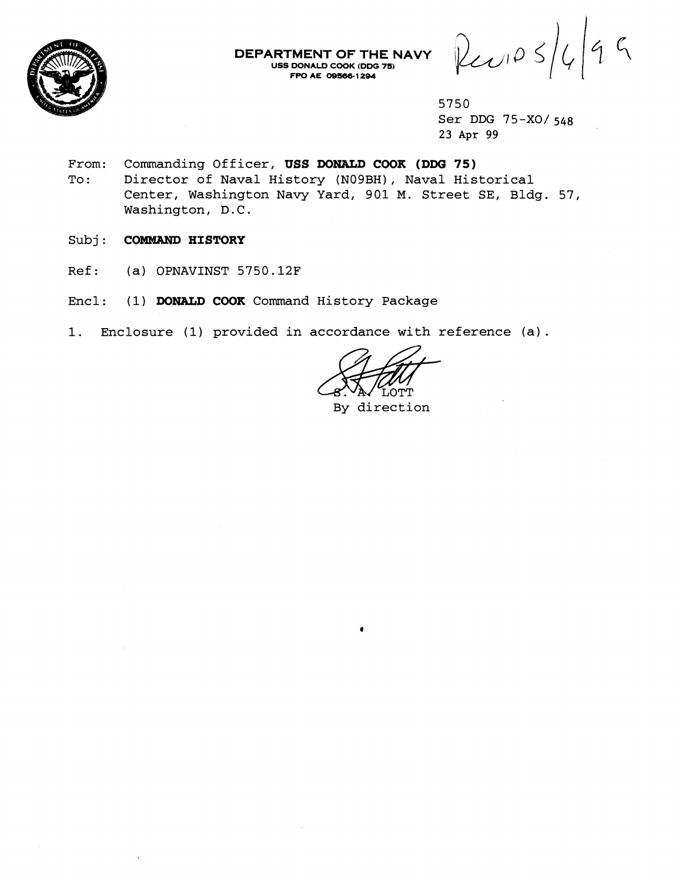**DEPARTMENT OF THE NAVY**
**USS DONALD COOK (DDG 75)**
**FPO AE 09566-1294**

Rec'd 5/6/99

5750
Ser DDG 75-XO/ 548
23 Apr 99

From: Commanding Officer, **USS DONALD COOK (DDG 75)**
To: Director of Naval History (N09BH), Naval Historical Center, Washington Navy Yard, 901 M. Street SE, Bldg. 57, Washington, D.C.

Subj: **COMMAND HISTORY**

Ref: (a) OPNAVINST 5750.12F

Encl: (1) **DONALD COOK** Command History Package

1. Enclosure (1) provided in accordance with reference (a).

S. A. LOTT
By direction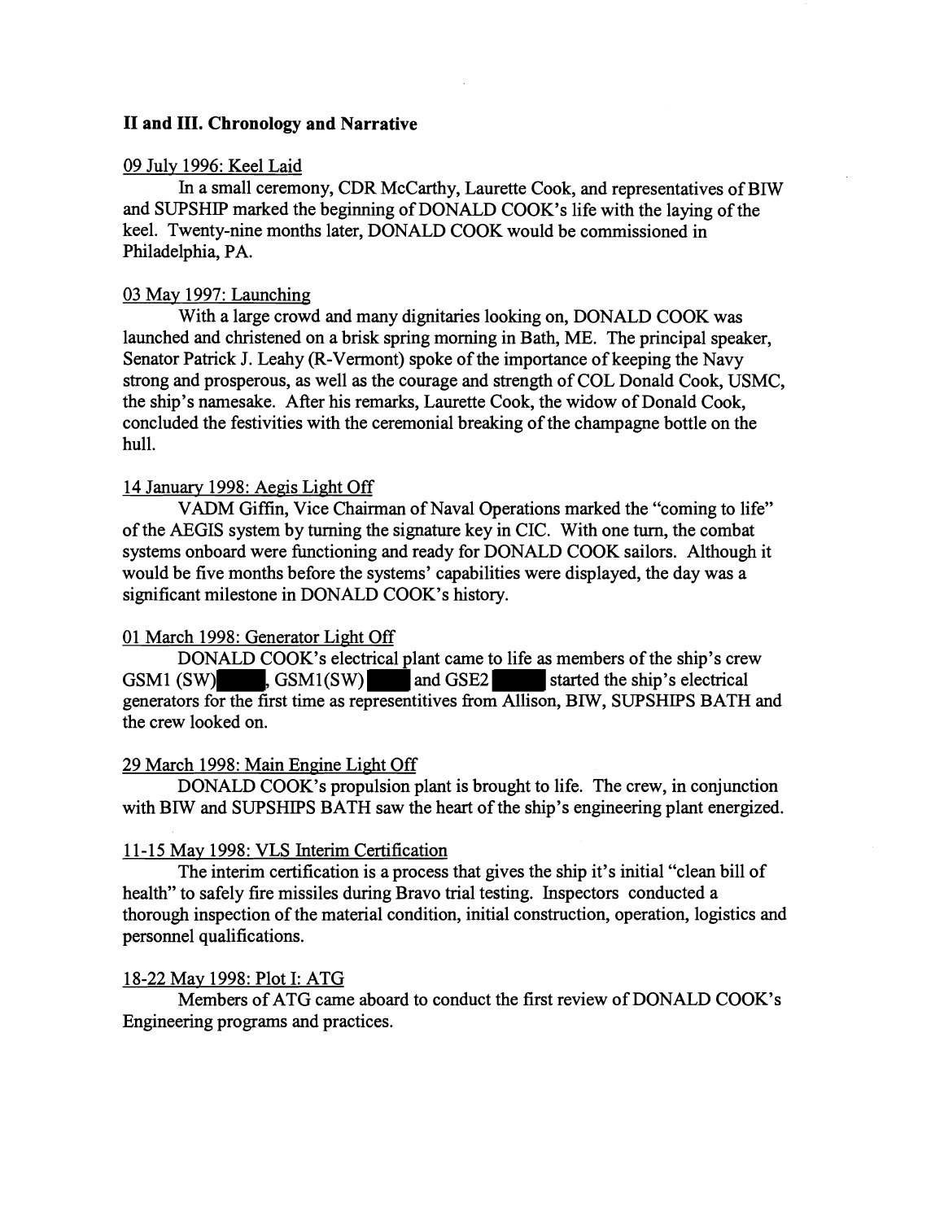## II and III. Chronology and Narrative

09 July 1996: Keel Laid

In a small ceremony, CDR McCarthy, Laurette Cook, and representatives of BIW and SUPSHIP marked the beginning of DONALD COOK's life with the laying of the keel. Twenty-nine months later, DONALD COOK would be commissioned in Philadelphia, PA.

03 May 1997: Launching

With a large crowd and many dignitaries looking on, DONALD COOK was launched and christened on a brisk spring morning in Bath, ME. The principal speaker, Senator Patrick J. Leahy (R-Vermont) spoke of the importance of keeping the Navy strong and prosperous, as well as the courage and strength of COL Donald Cook, USMC, the ship's namesake. After his remarks, Laurette Cook, the widow of Donald Cook, concluded the festivities with the ceremonial breaking of the champagne bottle on the hull.

14 January 1998: Aegis Light Off

VADM Giffin, Vice Chairman of Naval Operations marked the "coming to life" of the AEGIS system by turning the signature key in CIC. With one turn, the combat systems onboard were functioning and ready for DONALD COOK sailors. Although it would be five months before the systems' capabilities were displayed, the day was a significant milestone in DONALD COOK's history.

01 March 1998: Generator Light Off

DONALD COOK's electrical plant came to life as members of the ship's crew GSM1 (SW) ████, GSM1(SW) ████ and GSE2 ████ started the ship's electrical generators for the first time as representitives from Allison, BIW, SUPSHIPS BATH and the crew looked on.

29 March 1998: Main Engine Light Off

DONALD COOK's propulsion plant is brought to life. The crew, in conjunction with BIW and SUPSHIPS BATH saw the heart of the ship's engineering plant energized.

11-15 May 1998: VLS Interim Certification

The interim certification is a process that gives the ship it's initial "clean bill of health" to safely fire missiles during Bravo trial testing. Inspectors conducted a thorough inspection of the material condition, initial construction, operation, logistics and personnel qualifications.

18-22 May 1998: Plot I: ATG

Members of ATG came aboard to conduct the first review of DONALD COOK's Engineering programs and practices.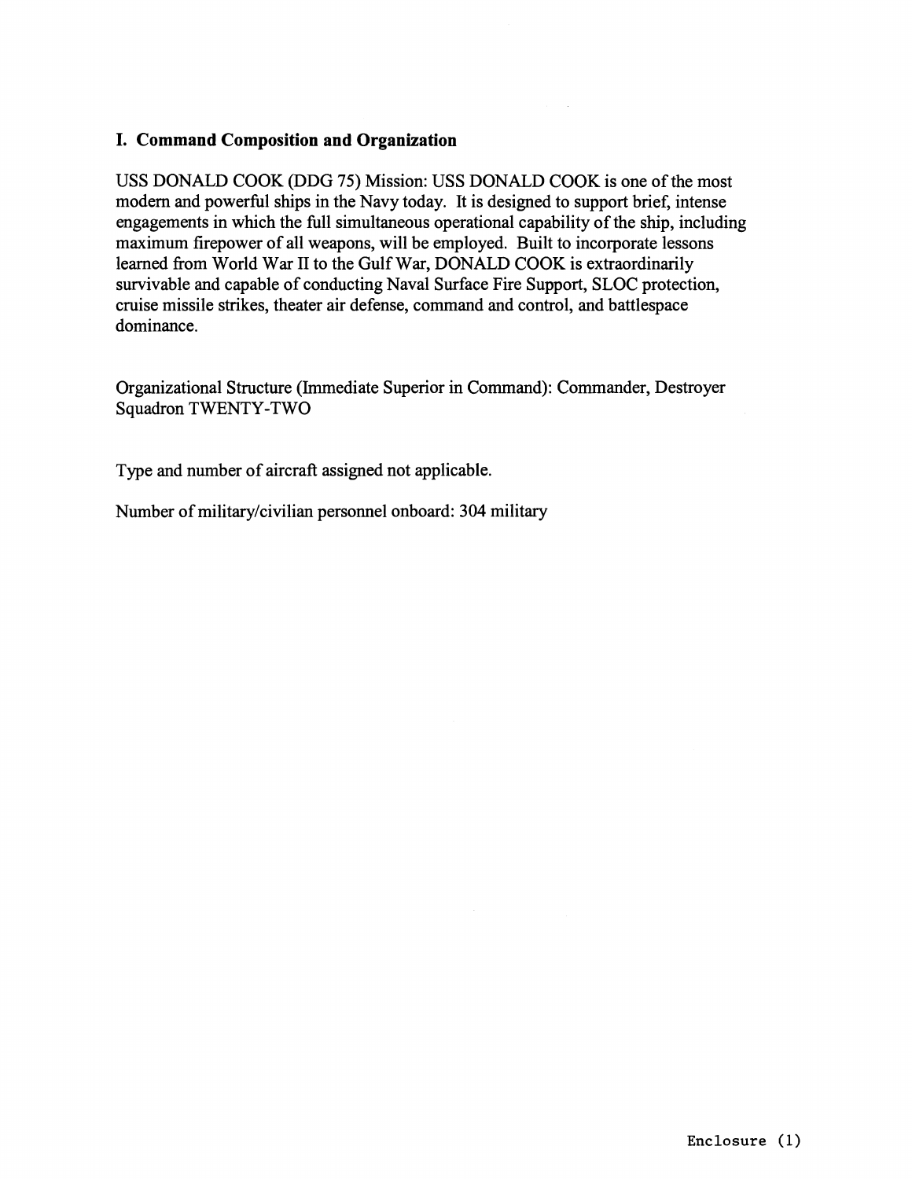## I. Command Composition and Organization

USS DONALD COOK (DDG 75) Mission: USS DONALD COOK is one of the most modern and powerful ships in the Navy today. It is designed to support brief, intense engagements in which the full simultaneous operational capability of the ship, including maximum firepower of all weapons, will be employed. Built to incorporate lessons learned from World War II to the Gulf War, DONALD COOK is extraordinarily survivable and capable of conducting Naval Surface Fire Support, SLOC protection, cruise missile strikes, theater air defense, command and control, and battlespace dominance.

Organizational Structure (Immediate Superior in Command): Commander, Destroyer Squadron TWENTY-TWO

Type and number of aircraft assigned not applicable.

Number of military/civilian personnel onboard: 304 military

Enclosure (1)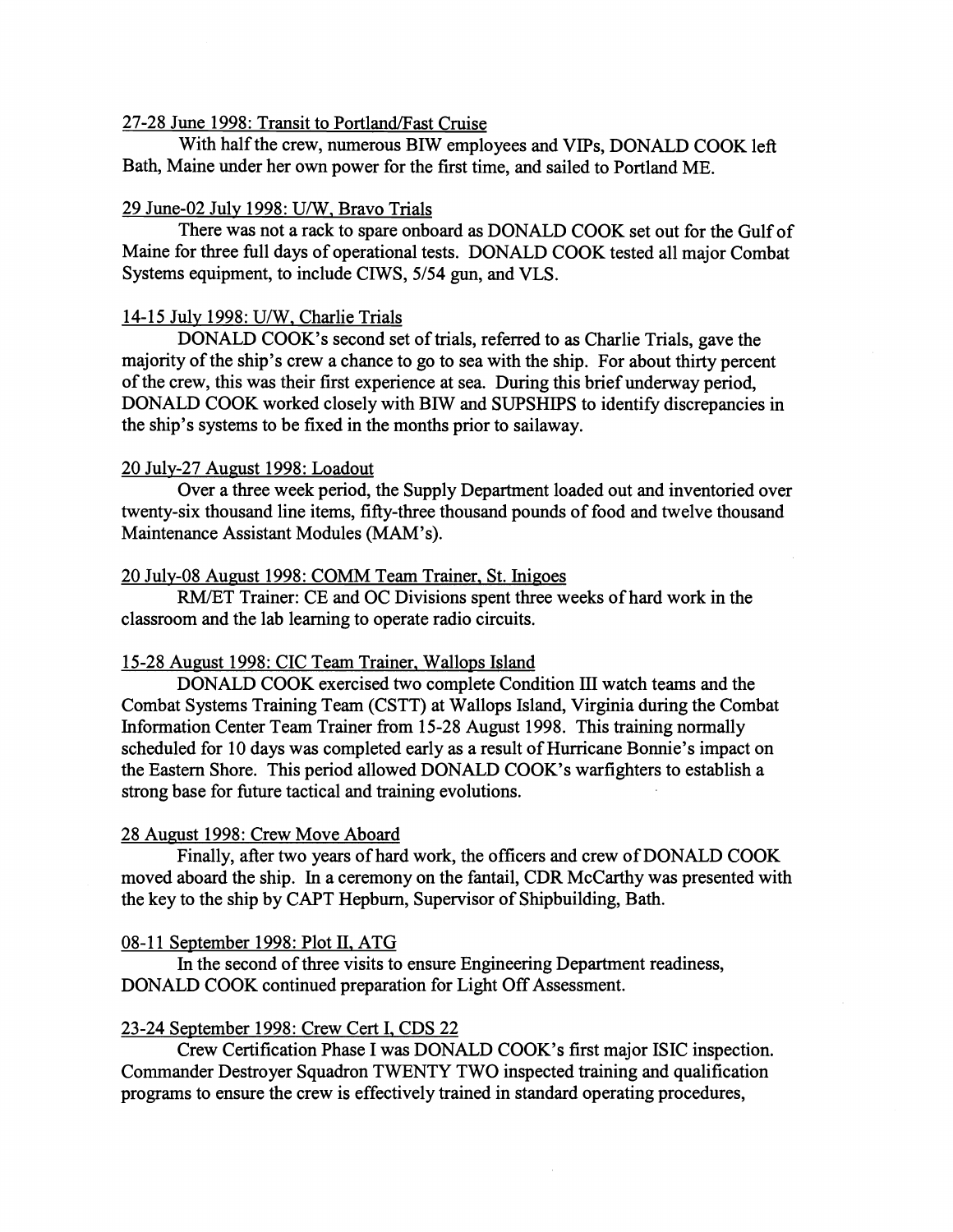27-28 June 1998: Transit to Portland/Fast Cruise

With half the crew, numerous BIW employees and VIPs, DONALD COOK left Bath, Maine under her own power for the first time, and sailed to Portland ME.

29 June-02 July 1998: U/W, Bravo Trials

There was not a rack to spare onboard as DONALD COOK set out for the Gulf of Maine for three full days of operational tests. DONALD COOK tested all major Combat Systems equipment, to include CIWS, 5/54 gun, and VLS.

14-15 July 1998: U/W, Charlie Trials

DONALD COOK's second set of trials, referred to as Charlie Trials, gave the majority of the ship's crew a chance to go to sea with the ship. For about thirty percent of the crew, this was their first experience at sea. During this brief underway period, DONALD COOK worked closely with BIW and SUPSHIPS to identify discrepancies in the ship's systems to be fixed in the months prior to sailaway.

20 July-27 August 1998: Loadout

Over a three week period, the Supply Department loaded out and inventoried over twenty-six thousand line items, fifty-three thousand pounds of food and twelve thousand Maintenance Assistant Modules (MAM's).

20 July-08 August 1998: COMM Team Trainer, St. Inigoes

RM/ET Trainer: CE and OC Divisions spent three weeks of hard work in the classroom and the lab learning to operate radio circuits.

15-28 August 1998: CIC Team Trainer, Wallops Island

DONALD COOK exercised two complete Condition III watch teams and the Combat Systems Training Team (CSTT) at Wallops Island, Virginia during the Combat Information Center Team Trainer from 15-28 August 1998. This training normally scheduled for 10 days was completed early as a result of Hurricane Bonnie's impact on the Eastern Shore. This period allowed DONALD COOK's warfighters to establish a strong base for future tactical and training evolutions.

28 August 1998: Crew Move Aboard

Finally, after two years of hard work, the officers and crew of DONALD COOK moved aboard the ship. In a ceremony on the fantail, CDR McCarthy was presented with the key to the ship by CAPT Hepburn, Supervisor of Shipbuilding, Bath.

08-11 September 1998: Plot II, ATG

In the second of three visits to ensure Engineering Department readiness, DONALD COOK continued preparation for Light Off Assessment.

23-24 September 1998: Crew Cert I, CDS 22

Crew Certification Phase I was DONALD COOK's first major ISIC inspection. Commander Destroyer Squadron TWENTY TWO inspected training and qualification programs to ensure the crew is effectively trained in standard operating procedures,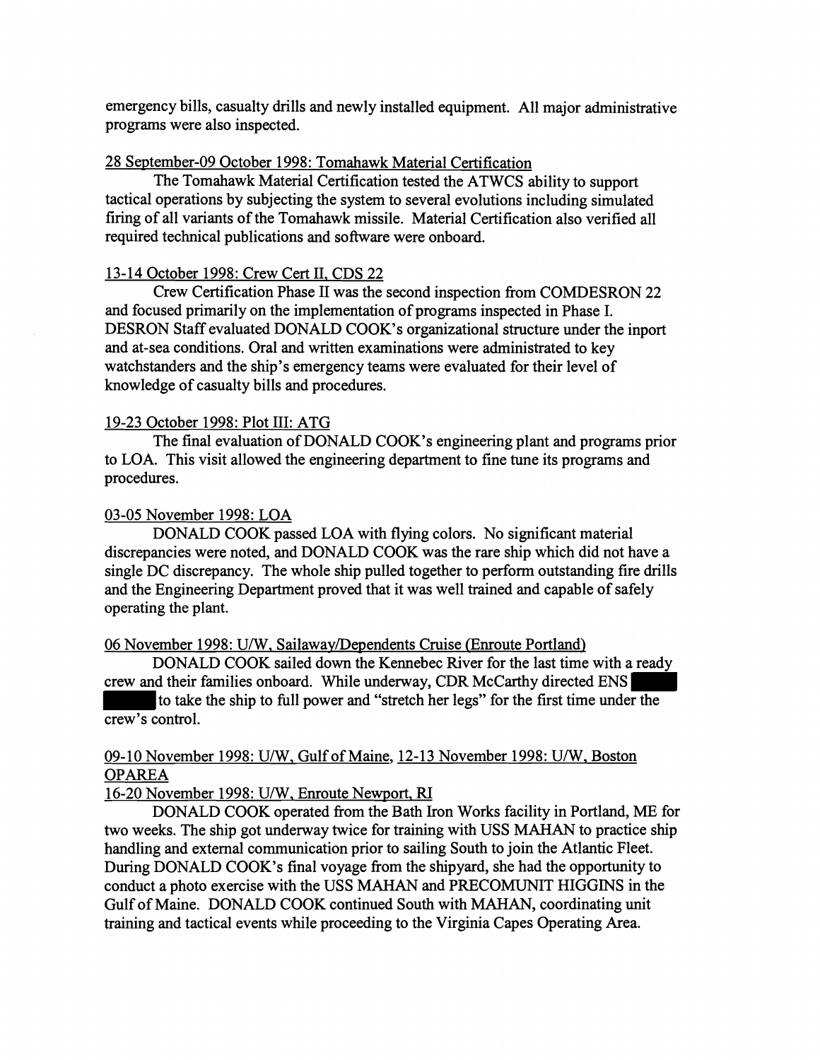emergency bills, casualty drills and newly installed equipment. All major administrative programs were also inspected.

28 September-09 October 1998: Tomahawk Material Certification

The Tomahawk Material Certification tested the ATWCS ability to support tactical operations by subjecting the system to several evolutions including simulated firing of all variants of the Tomahawk missile. Material Certification also verified all required technical publications and software were onboard.

13-14 October 1998: Crew Cert II, CDS 22

Crew Certification Phase II was the second inspection from COMDESRON 22 and focused primarily on the implementation of programs inspected in Phase I. DESRON Staff evaluated DONALD COOK's organizational structure under the inport and at-sea conditions. Oral and written examinations were administrated to key watchstanders and the ship's emergency teams were evaluated for their level of knowledge of casualty bills and procedures.

19-23 October 1998: Plot III: ATG

The final evaluation of DONALD COOK's engineering plant and programs prior to LOA. This visit allowed the engineering department to fine tune its programs and procedures.

03-05 November 1998: LOA

DONALD COOK passed LOA with flying colors. No significant material discrepancies were noted, and DONALD COOK was the rare ship which did not have a single DC discrepancy. The whole ship pulled together to perform outstanding fire drills and the Engineering Department proved that it was well trained and capable of safely operating the plant.

06 November 1998: U/W, Sailaway/Dependents Cruise (Enroute Portland)

DONALD COOK sailed down the Kennebec River for the last time with a ready crew and their families onboard. While underway, CDR McCarthy directed ENS ██████ to take the ship to full power and "stretch her legs" for the first time under the crew's control.

09-10 November 1998: U/W, Gulf of Maine, 12-13 November 1998: U/W, Boston OPAREA

16-20 November 1998: U/W, Enroute Newport, RI

DONALD COOK operated from the Bath Iron Works facility in Portland, ME for two weeks. The ship got underway twice for training with USS MAHAN to practice ship handling and external communication prior to sailing South to join the Atlantic Fleet. During DONALD COOK's final voyage from the shipyard, she had the opportunity to conduct a photo exercise with the USS MAHAN and PRECOMUNIT HIGGINS in the Gulf of Maine. DONALD COOK continued South with MAHAN, coordinating unit training and tactical events while proceeding to the Virginia Capes Operating Area.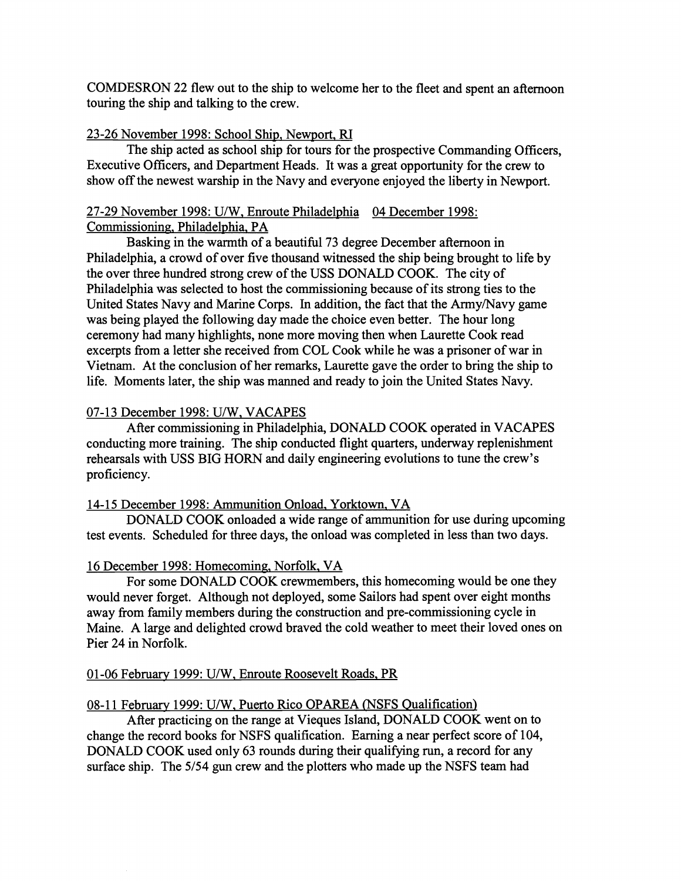COMDESRON 22 flew out to the ship to welcome her to the fleet and spent an afternoon touring the ship and talking to the crew.

23-26 November 1998: School Ship, Newport, RI

The ship acted as school ship for tours for the prospective Commanding Officers, Executive Officers, and Department Heads. It was a great opportunity for the crew to show off the newest warship in the Navy and everyone enjoyed the liberty in Newport.

27-29 November 1998: U/W, Enroute Philadelphia  04 December 1998: Commissioning, Philadelphia, PA

Basking in the warmth of a beautiful 73 degree December afternoon in Philadelphia, a crowd of over five thousand witnessed the ship being brought to life by the over three hundred strong crew of the USS DONALD COOK. The city of Philadelphia was selected to host the commissioning because of its strong ties to the United States Navy and Marine Corps. In addition, the fact that the Army/Navy game was being played the following day made the choice even better. The hour long ceremony had many highlights, none more moving then when Laurette Cook read excerpts from a letter she received from COL Cook while he was a prisoner of war in Vietnam. At the conclusion of her remarks, Laurette gave the order to bring the ship to life. Moments later, the ship was manned and ready to join the United States Navy.

07-13 December 1998: U/W, VACAPES

After commissioning in Philadelphia, DONALD COOK operated in VACAPES conducting more training. The ship conducted flight quarters, underway replenishment rehearsals with USS BIG HORN and daily engineering evolutions to tune the crew's proficiency.

14-15 December 1998: Ammunition Onload, Yorktown, VA

DONALD COOK onloaded a wide range of ammunition for use during upcoming test events. Scheduled for three days, the onload was completed in less than two days.

16 December 1998: Homecoming, Norfolk, VA

For some DONALD COOK crewmembers, this homecoming would be one they would never forget. Although not deployed, some Sailors had spent over eight months away from family members during the construction and pre-commissioning cycle in Maine. A large and delighted crowd braved the cold weather to meet their loved ones on Pier 24 in Norfolk.

01-06 February 1999: U/W, Enroute Roosevelt Roads, PR

08-11 February 1999: U/W, Puerto Rico OPAREA (NSFS Qualification)

After practicing on the range at Vieques Island, DONALD COOK went on to change the record books for NSFS qualification. Earning a near perfect score of 104, DONALD COOK used only 63 rounds during their qualifying run, a record for any surface ship. The 5/54 gun crew and the plotters who made up the NSFS team had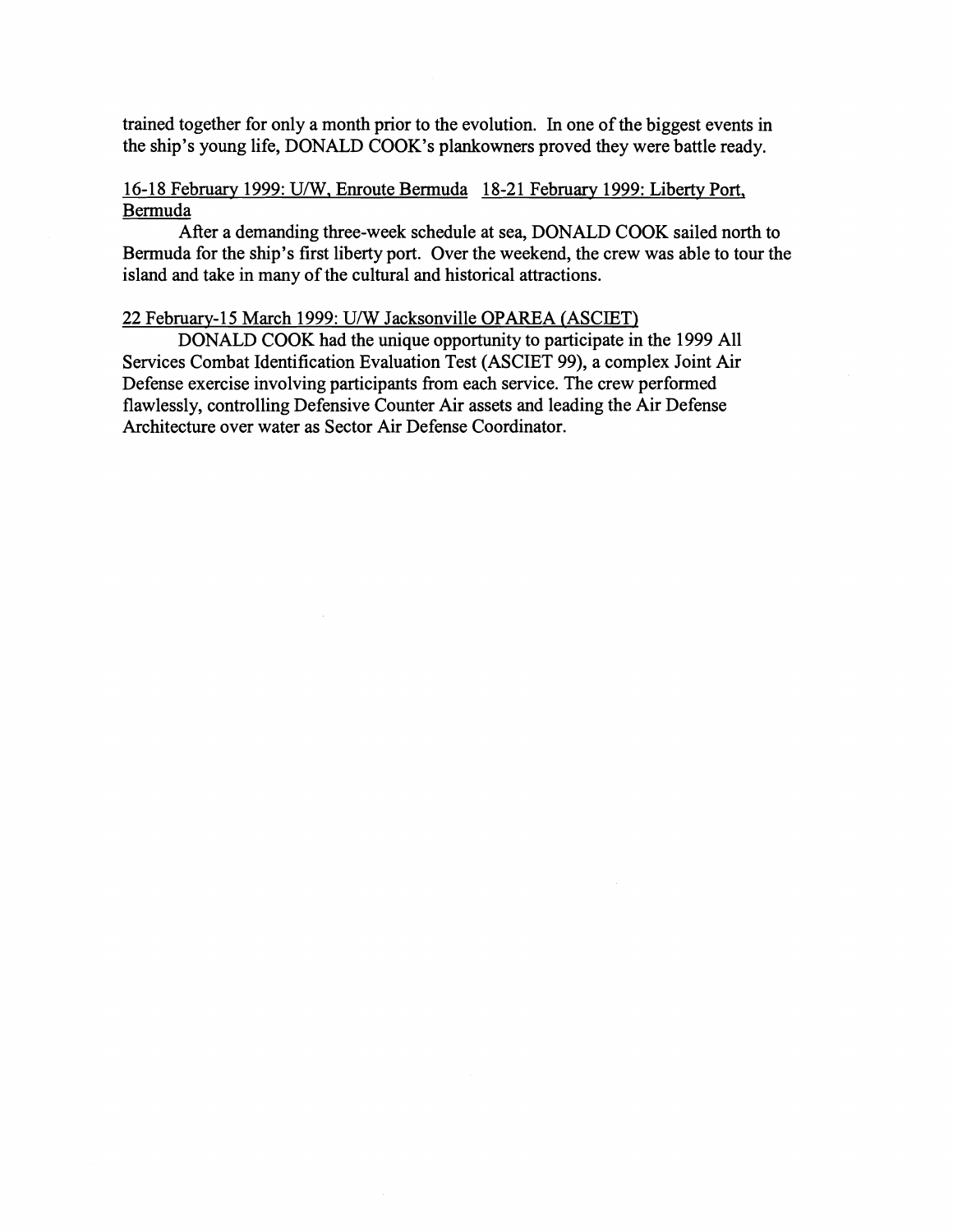trained together for only a month prior to the evolution. In one of the biggest events in the ship's young life, DONALD COOK's plankowners proved they were battle ready.

16-18 February 1999: U/W, Enroute Bermuda   18-21 February 1999: Liberty Port, Bermuda

After a demanding three-week schedule at sea, DONALD COOK sailed north to Bermuda for the ship's first liberty port. Over the weekend, the crew was able to tour the island and take in many of the cultural and historical attractions.

22 February-15 March 1999: U/W Jacksonville OPAREA (ASCIET)

DONALD COOK had the unique opportunity to participate in the 1999 All Services Combat Identification Evaluation Test (ASCIET 99), a complex Joint Air Defense exercise involving participants from each service. The crew performed flawlessly, controlling Defensive Counter Air assets and leading the Air Defense Architecture over water as Sector Air Defense Coordinator.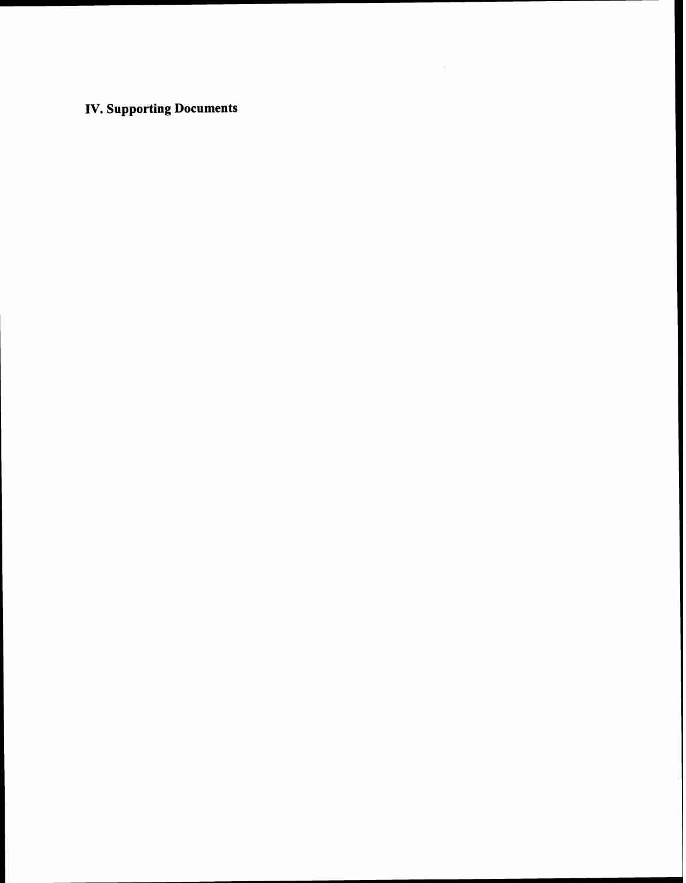# IV. Supporting Documents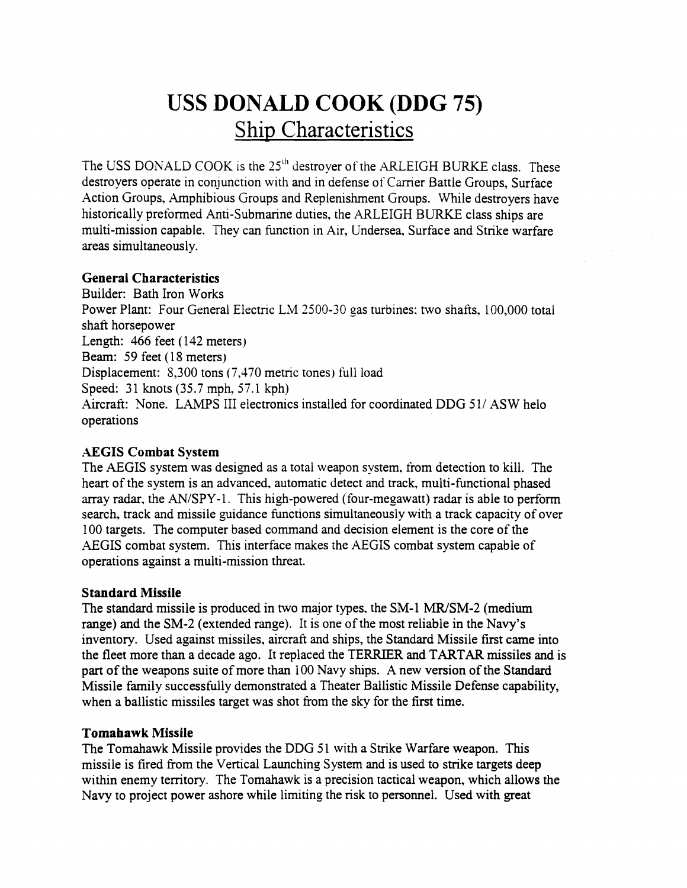# USS DONALD COOK (DDG 75)
## Ship Characteristics

The USS DONALD COOK is the 25th destroyer of the ARLEIGH BURKE class. These destroyers operate in conjunction with and in defense of Carrier Battle Groups, Surface Action Groups, Amphibious Groups and Replenishment Groups. While destroyers have historically preformed Anti-Submarine duties, the ARLEIGH BURKE class ships are multi-mission capable. They can function in Air, Undersea, Surface and Strike warfare areas simultaneously.

**General Characteristics**

Builder: Bath Iron Works
Power Plant: Four General Electric LM 2500-30 gas turbines; two shafts, 100,000 total shaft horsepower
Length: 466 feet (142 meters)
Beam: 59 feet (18 meters)
Displacement: 8,300 tons (7,470 metric tones) full load
Speed: 31 knots (35.7 mph, 57.1 kph)
Aircraft: None. LAMPS III electronics installed for coordinated DDG 51/ ASW helo operations

**AEGIS Combat System**

The AEGIS system was designed as a total weapon system, from detection to kill. The heart of the system is an advanced, automatic detect and track, multi-functional phased array radar, the AN/SPY-1. This high-powered (four-megawatt) radar is able to perform search, track and missile guidance functions simultaneously with a track capacity of over 100 targets. The computer based command and decision element is the core of the AEGIS combat system. This interface makes the AEGIS combat system capable of operations against a multi-mission threat.

**Standard Missile**

The standard missile is produced in two major types, the SM-1 MR/SM-2 (medium range) and the SM-2 (extended range). It is one of the most reliable in the Navy's inventory. Used against missiles, aircraft and ships, the Standard Missile first came into the fleet more than a decade ago. It replaced the TERRIER and TARTAR missiles and is part of the weapons suite of more than 100 Navy ships. A new version of the Standard Missile family successfully demonstrated a Theater Ballistic Missile Defense capability, when a ballistic missiles target was shot from the sky for the first time.

**Tomahawk Missile**

The Tomahawk Missile provides the DDG 51 with a Strike Warfare weapon. This missile is fired from the Vertical Launching System and is used to strike targets deep within enemy territory. The Tomahawk is a precision tactical weapon, which allows the Navy to project power ashore while limiting the risk to personnel. Used with great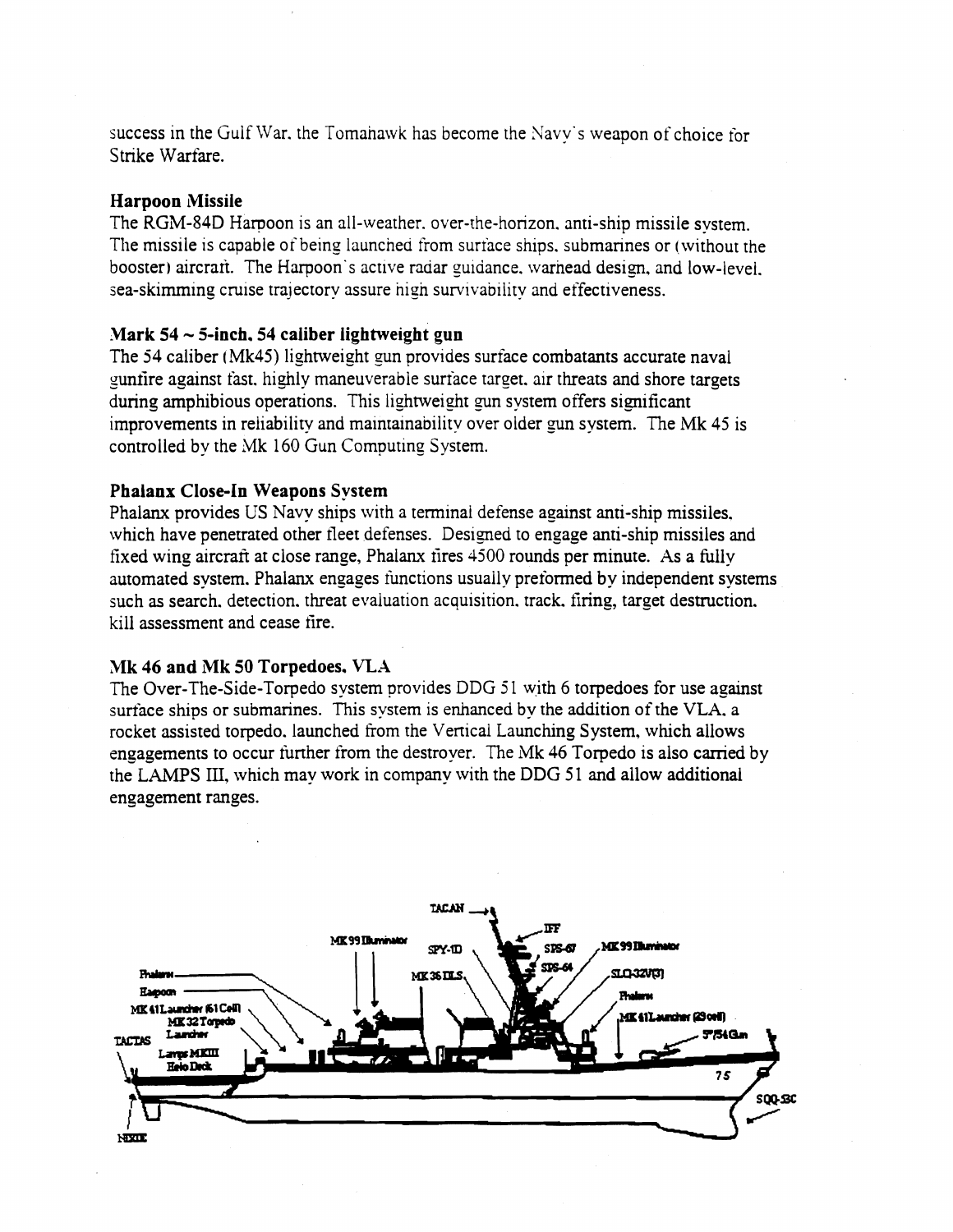success in the Gulf War, the Tomahawk has become the Navy's weapon of choice for Strike Warfare.

### Harpoon Missile

The RGM-84D Harpoon is an all-weather, over-the-horizon, anti-ship missile system. The missile is capable of being launched from surface ships, submarines or (without the booster) aircraft. The Harpoon's active radar guidance, warhead design, and low-level, sea-skimming cruise trajectory assure high survivability and effectiveness.

### Mark 54 ~ 5-inch, 54 caliber lightweight gun

The 54 caliber (Mk45) lightweight gun provides surface combatants accurate naval gunfire against fast, highly maneuverable surface target, air threats and shore targets during amphibious operations. This lightweight gun system offers significant improvements in reliability and maintainability over older gun system. The Mk 45 is controlled by the Mk 160 Gun Computing System.

### Phalanx Close-In Weapons System

Phalanx provides US Navy ships with a terminal defense against anti-ship missiles, which have penetrated other fleet defenses. Designed to engage anti-ship missiles and fixed wing aircraft at close range, Phalanx fires 4500 rounds per minute. As a fully automated system, Phalanx engages functions usually preformed by independent systems such as search, detection, threat evaluation acquisition, track, firing, target destruction, kill assessment and cease fire.

### Mk 46 and Mk 50 Torpedoes, VLA

The Over-The-Side-Torpedo system provides DDG 51 with 6 torpedoes for use against surface ships or submarines. This system is enhanced by the addition of the VLA, a rocket assisted torpedo, launched from the Vertical Launching System, which allows engagements to occur further from the destroyer. The Mk 46 Torpedo is also carried by the LAMPS III, which may work in company with the DDG 51 and allow additional engagement ranges.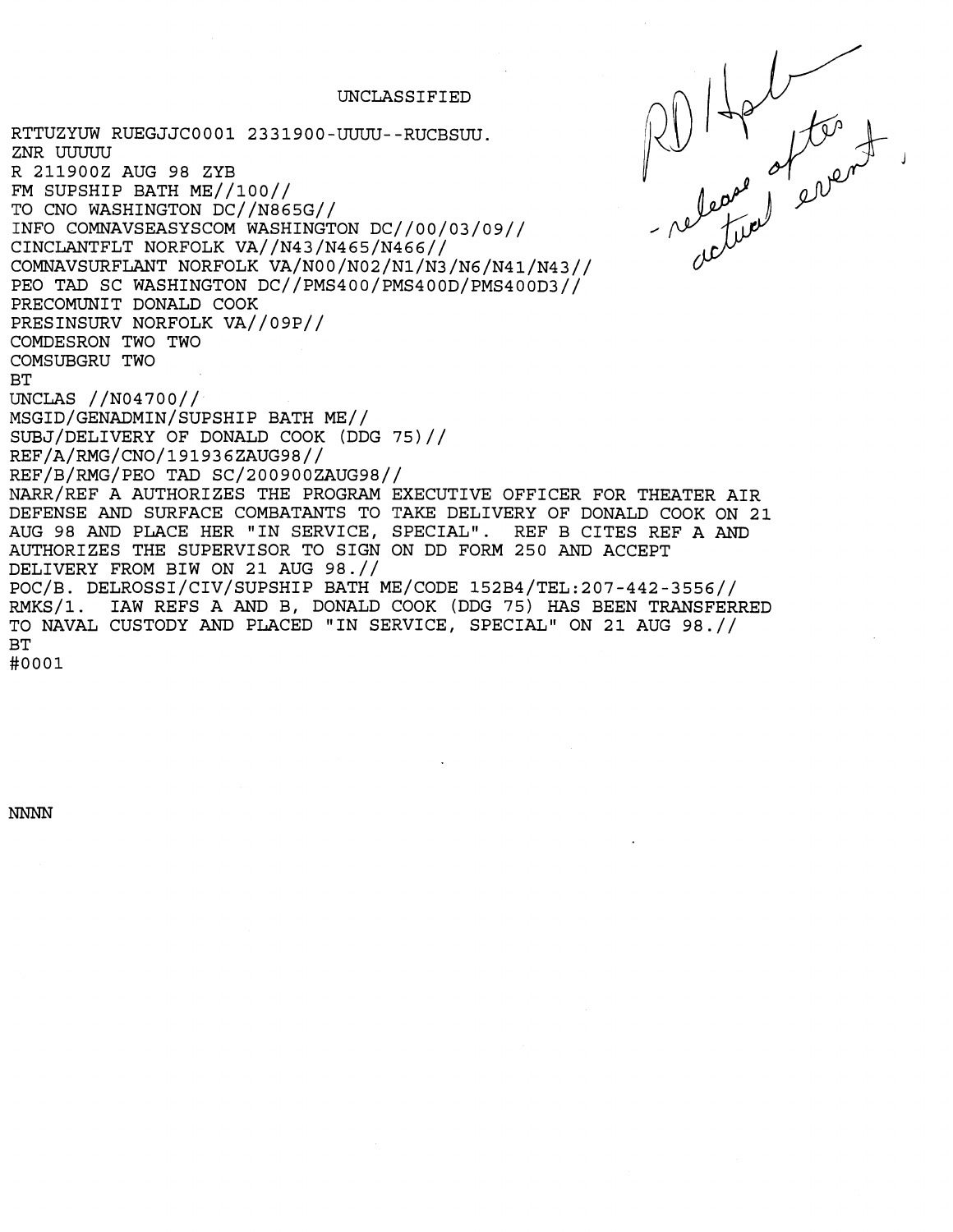UNCLASSIFIED

RD Hal - release after actual event,

```
RTTUZYUW RUEGJJC0001 2331900-UUUU--RUCBSUU.
ZNR UUUUU
R 211900Z AUG 98 ZYB
FM SUPSHIP BATH ME//100//
TO CNO WASHINGTON DC//N865G//
INFO COMNAVSEASYSCOM WASHINGTON DC//00/03/09//
CINCLANTFLT NORFOLK VA//N43/N465/N466//
COMNAVSURFLANT NORFOLK VA/N00/N02/N1/N3/N6/N41/N43//
PEO TAD SC WASHINGTON DC//PMS400/PMS400D/PMS400D3//
PRECOMUNIT DONALD COOK
PRESINSURV NORFOLK VA//09P//
COMDESRON TWO TWO
COMSUBGRU TWO
BT
UNCLAS //N04700//
MSGID/GENADMIN/SUPSHIP BATH ME//
SUBJ/DELIVERY OF DONALD COOK (DDG 75)//
REF/A/RMG/CNO/191936ZAUG98//
REF/B/RMG/PEO TAD SC/200900ZAUG98//
NARR/REF A AUTHORIZES THE PROGRAM EXECUTIVE OFFICER FOR THEATER AIR
DEFENSE AND SURFACE COMBATANTS TO TAKE DELIVERY OF DONALD COOK ON 21
AUG 98 AND PLACE HER "IN SERVICE, SPECIAL". REF B CITES REF A AND
AUTHORIZES THE SUPERVISOR TO SIGN ON DD FORM 250 AND ACCEPT
DELIVERY FROM BIW ON 21 AUG 98.//
POC/B. DELROSSI/CIV/SUPSHIP BATH ME/CODE 152B4/TEL:207-442-3556//
RMKS/1.  IAW REFS A AND B, DONALD COOK (DDG 75) HAS BEEN TRANSFERRED
TO NAVAL CUSTODY AND PLACED "IN SERVICE, SPECIAL" ON 21 AUG 98.//
BT
#0001
```

NNNN